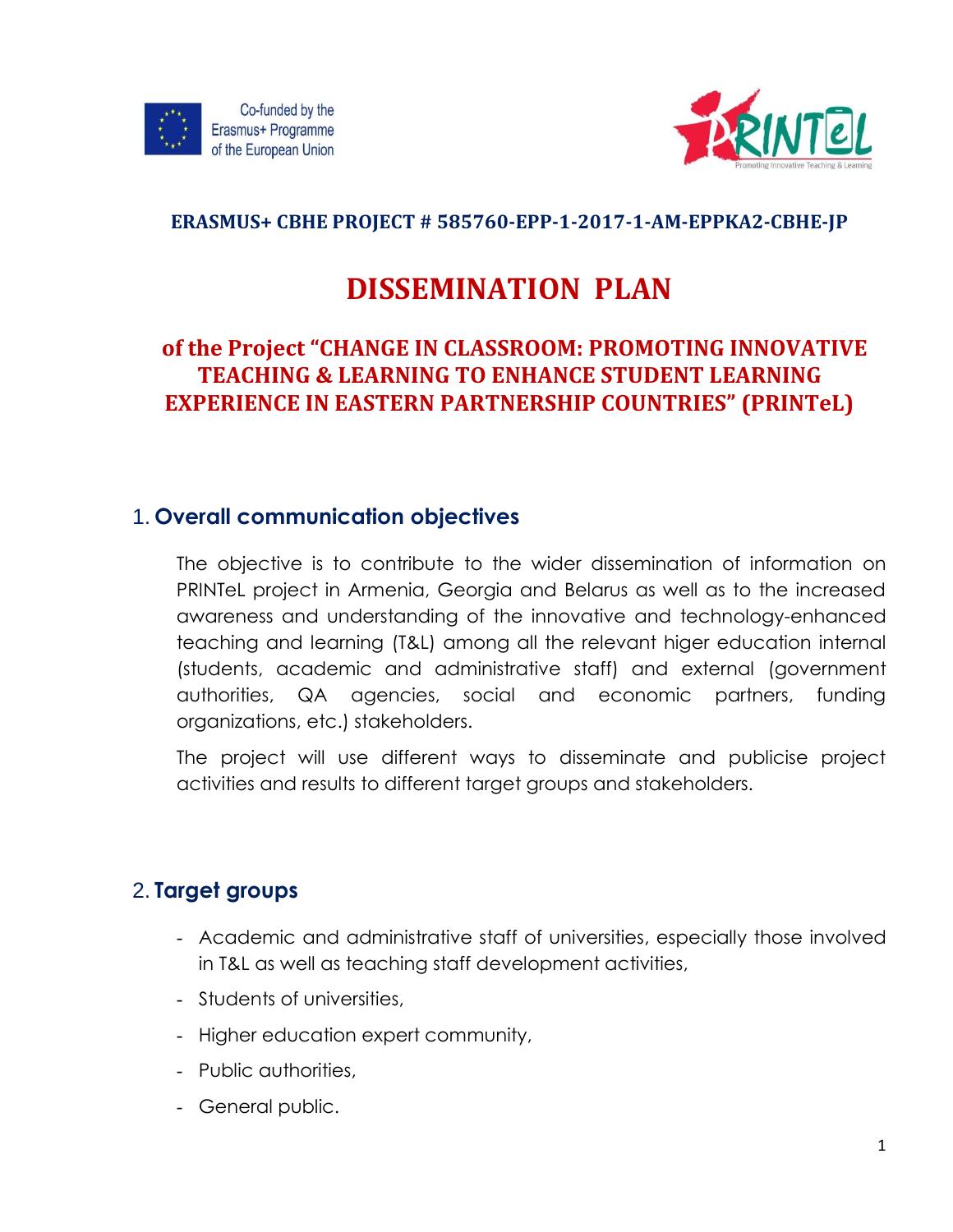Co-funded by the Erasmus+ Programme of the European Union

**ERASMUS+ CBHE PROJECT # 585760-EPP-1-2017-1-AM-EPPKA2-CBHE-JP**

# DISSEMINATION PLAN

## of the Project "CHANGE IN CLASSROOM: PROMOTING INNOVATIVE TEACHING & LEARNING TO ENHANCE STUDENT LEARNING EXPERIENCE IN EASTERN PARTNERSHIP COUNTRIES" (PRINTeL)

### 1. Overall communication objectives

The objective is to contribute to the wider dissemination of information on PRINTeL project in Armenia, Georgia and Belarus as well as to the increased awareness and understanding of the innovative and technology-enhanced teaching and learning (T&L) among all the relevant higer education internal (students, academic and administrative staff) and external (government authorities, QA agencies, social and economic partners, funding organizations, etc.) stakeholders.

The project will use different ways to disseminate and publicise project activities and results to different target groups and stakeholders.

### 2. Target groups

- Academic and administrative staff of universities, especially those involved in T&L as well as teaching staff development activities,
- Students of universities,
- Higher education expert community,
- Public authorities,
- General public.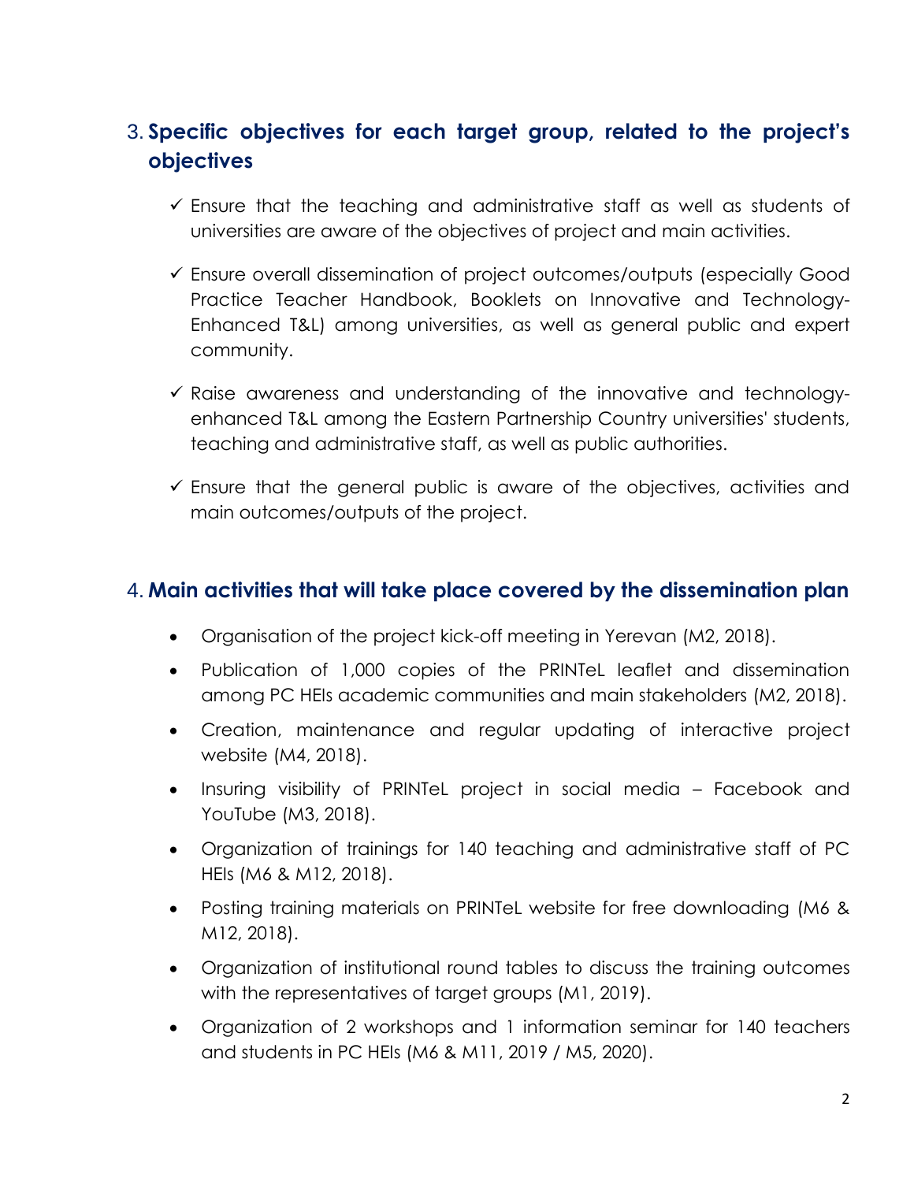## 3. Specific objectives for each target group, related to the project's objectives

- ✓ Ensure that the teaching and administrative staff as well as students of universities are aware of the objectives of project and main activities.
- ✓ Ensure overall dissemination of project outcomes/outputs (especially Good Practice Teacher Handbook, Booklets on Innovative and Technology-Enhanced T&L) among universities, as well as general public and expert community.
- ✓ Raise awareness and understanding of the innovative and technology-enhanced T&L among the Eastern Partnership Country universities' students, teaching and administrative staff, as well as public authorities.
- ✓ Ensure that the general public is aware of the objectives, activities and main outcomes/outputs of the project.

## 4. Main activities that will take place covered by the dissemination plan

- Organisation of the project kick-off meeting in Yerevan (M2, 2018).
- Publication of 1,000 copies of the PRINTeL leaflet and dissemination among PC HEIs academic communities and main stakeholders (M2, 2018).
- Creation, maintenance and regular updating of interactive project website (M4, 2018).
- Insuring visibility of PRINTeL project in social media – Facebook and YouTube (M3, 2018).
- Organization of trainings for 140 teaching and administrative staff of PC HEIs (M6 & M12, 2018).
- Posting training materials on PRINTeL website for free downloading (M6 & M12, 2018).
- Organization of institutional round tables to discuss the training outcomes with the representatives of target groups (M1, 2019).
- Organization of 2 workshops and 1 information seminar for 140 teachers and students in PC HEIs (M6 & M11, 2019 / M5, 2020).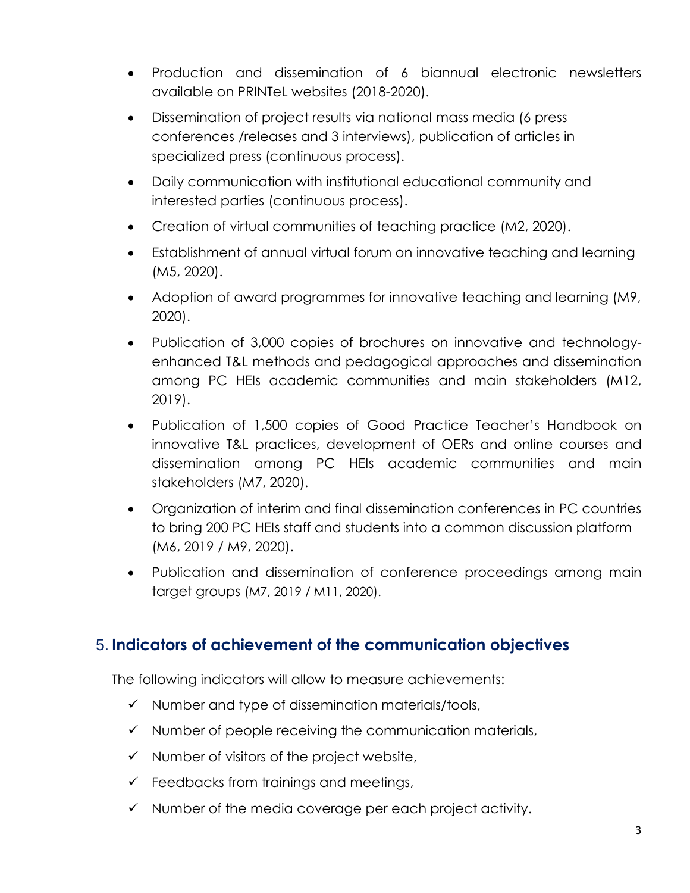- Production and dissemination of 6 biannual electronic newsletters available on PRINTeL websites (2018-2020).
- Dissemination of project results via national mass media (6 press conferences /releases and 3 interviews), publication of articles in specialized press (continuous process).
- Daily communication with institutional educational community and interested parties (continuous process).
- Creation of virtual communities of teaching practice (M2, 2020).
- Establishment of annual virtual forum on innovative teaching and learning (M5, 2020).
- Adoption of award programmes for innovative teaching and learning (M9, 2020).
- Publication of 3,000 copies of brochures on innovative and technology-enhanced T&L methods and pedagogical approaches and dissemination among PC HEIs academic communities and main stakeholders (M12, 2019).
- Publication of 1,500 copies of Good Practice Teacher's Handbook on innovative T&L practices, development of OERs and online courses and dissemination among PC HEIs academic communities and main stakeholders (M7, 2020).
- Organization of interim and final dissemination conferences in PC countries to bring 200 PC HEIs staff and students into a common discussion platform (M6, 2019 / M9, 2020).
- Publication and dissemination of conference proceedings among main target groups (M7, 2019 / M11, 2020).

## 5. **Indicators of achievement of the communication objectives**

The following indicators will allow to measure achievements:

- ✓ Number and type of dissemination materials/tools,
- ✓ Number of people receiving the communication materials,
- ✓ Number of visitors of the project website,
- ✓ Feedbacks from trainings and meetings,
- ✓ Number of the media coverage per each project activity.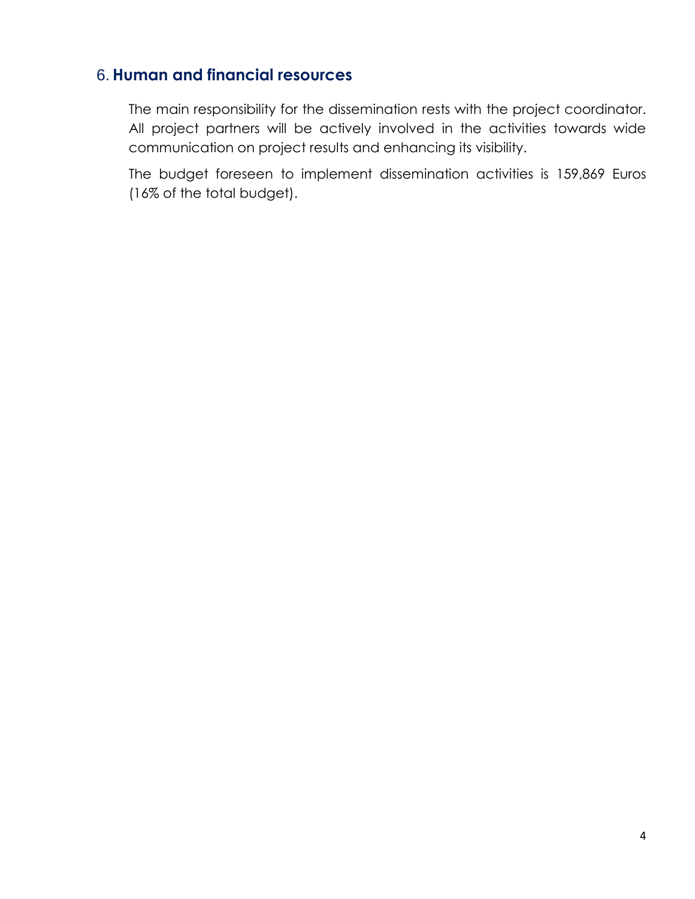## 6. **Human and financial resources**

The main responsibility for the dissemination rests with the project coordinator. All project partners will be actively involved in the activities towards wide communication on project results and enhancing its visibility.

The budget foreseen to implement dissemination activities is 159,869 Euros (16% of the total budget).